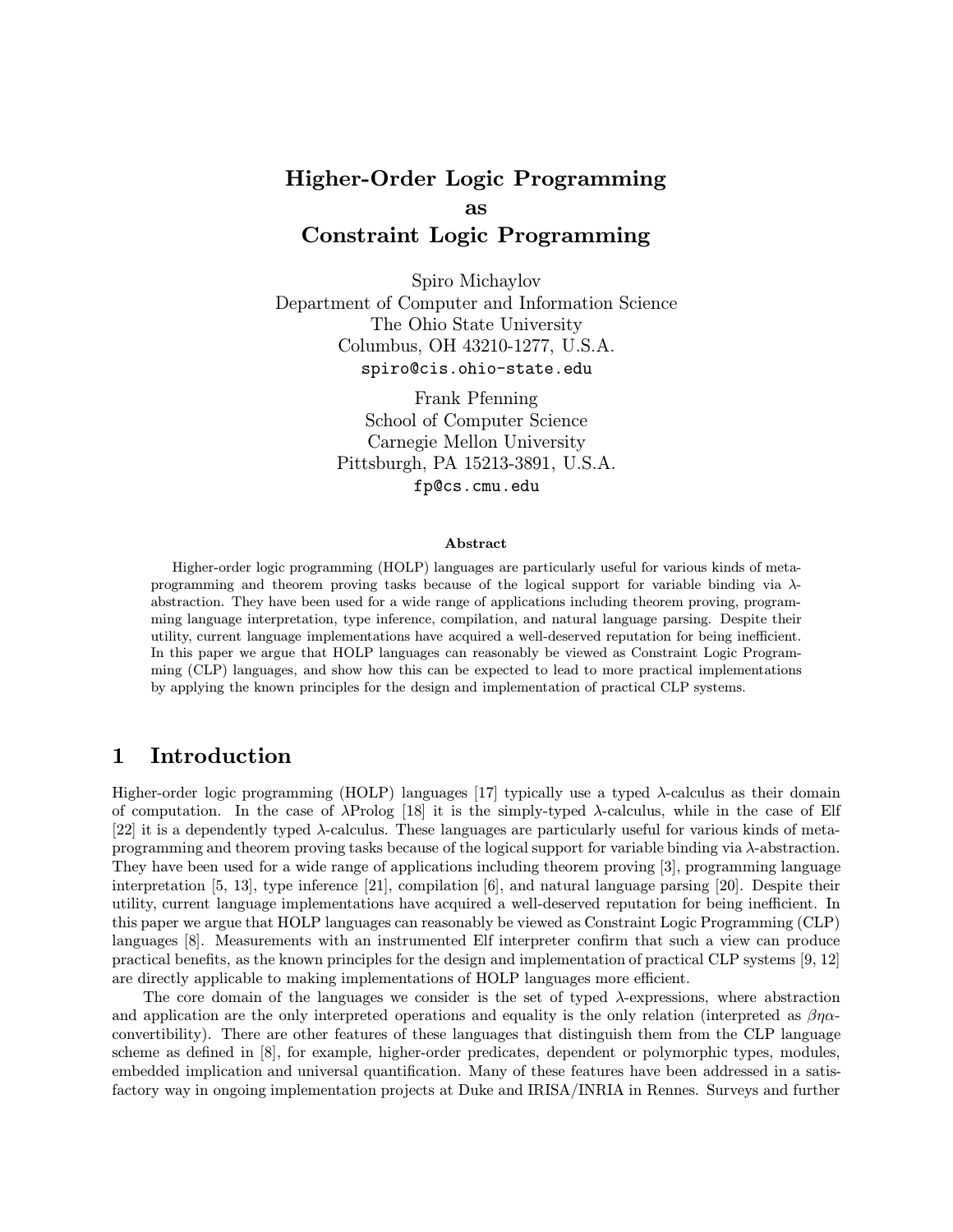# Higher-Order Logic Programming as Constraint Logic Programming

Spiro Michaylov
Department of Computer and Information Science
The Ohio State University
Columbus, OH 43210-1277, U.S.A.
`spiro@cis.ohio-state.edu`

Frank Pfenning
School of Computer Science
Carnegie Mellon University
Pittsburgh, PA 15213-3891, U.S.A.
`fp@cs.cmu.edu`

### Abstract

Higher-order logic programming (HOLP) languages are particularly useful for various kinds of meta-programming and theorem proving tasks because of the logical support for variable binding via $\lambda$-abstraction. They have been used for a wide range of applications including theorem proving, programming language interpretation, type inference, compilation, and natural language parsing. Despite their utility, current language implementations have acquired a well-deserved reputation for being inefficient. In this paper we argue that HOLP languages can reasonably be viewed as Constraint Logic Programming (CLP) languages, and show how this can be expected to lead to more practical implementations by applying the known principles for the design and implementation of practical CLP systems.

## 1 Introduction

Higher-order logic programming (HOLP) languages [17] typically use a typed $\lambda$-calculus as their domain of computation. In the case of $\lambda$Prolog [18] it is the simply-typed $\lambda$-calculus, while in the case of Elf [22] it is a dependently typed $\lambda$-calculus. These languages are particularly useful for various kinds of meta-programming and theorem proving tasks because of the logical support for variable binding via $\lambda$-abstraction. They have been used for a wide range of applications including theorem proving [3], programming language interpretation [5, 13], type inference [21], compilation [6], and natural language parsing [20]. Despite their utility, current language implementations have acquired a well-deserved reputation for being inefficient. In this paper we argue that HOLP languages can reasonably be viewed as Constraint Logic Programming (CLP) languages [8]. Measurements with an instrumented Elf interpreter confirm that such a view can produce practical benefits, as the known principles for the design and implementation of practical CLP systems [9, 12] are directly applicable to making implementations of HOLP languages more efficient.

The core domain of the languages we consider is the set of typed $\lambda$-expressions, where abstraction and application are the only interpreted operations and equality is the only relation (interpreted as $\beta\eta\alpha$-convertibility). There are other features of these languages that distinguish them from the CLP language scheme as defined in [8], for example, higher-order predicates, dependent or polymorphic types, modules, embedded implication and universal quantification. Many of these features have been addressed in a satisfactory way in ongoing implementation projects at Duke and IRISA/INRIA in Rennes. Surveys and further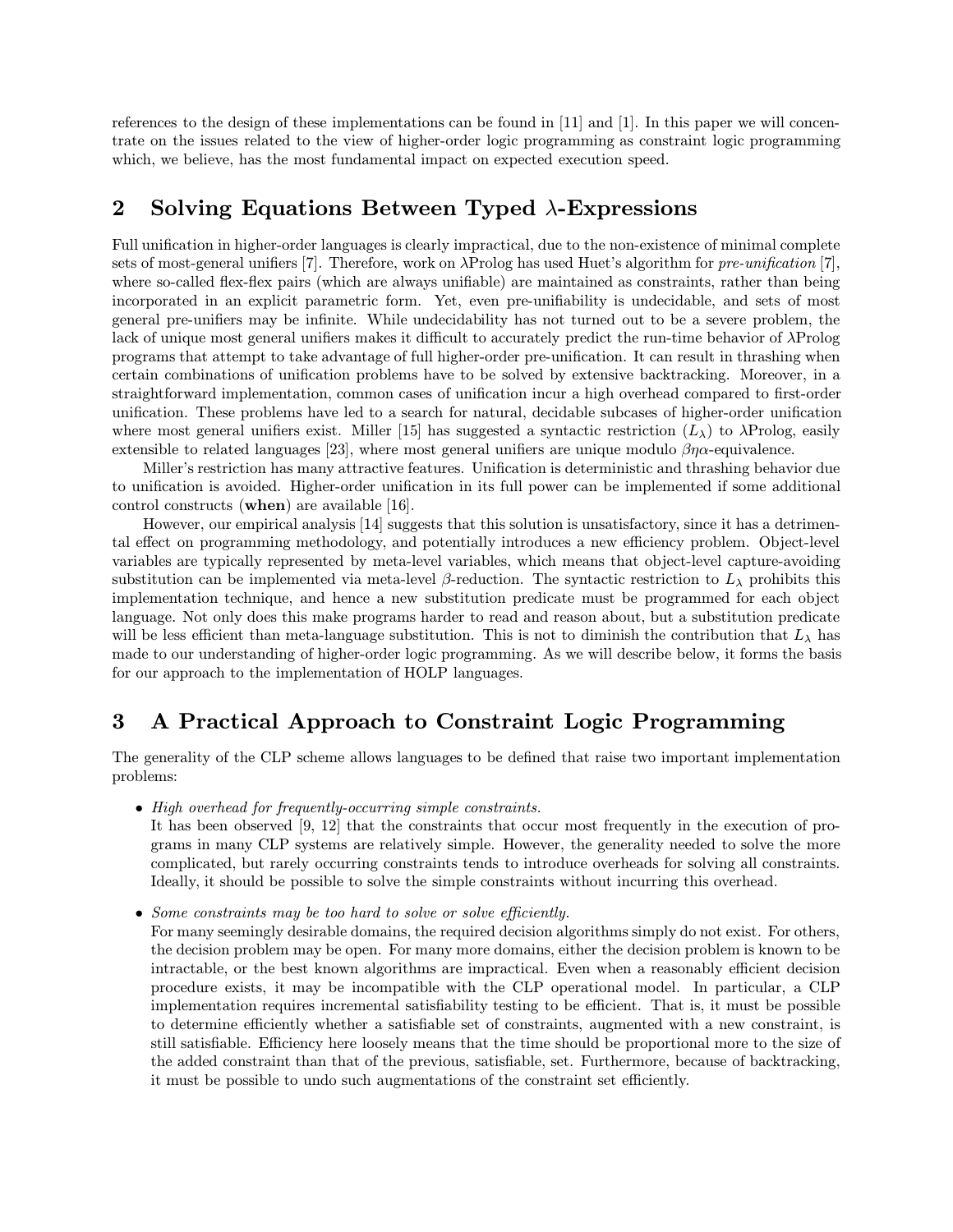references to the design of these implementations can be found in [11] and [1]. In this paper we will concentrate on the issues related to the view of higher-order logic programming as constraint logic programming which, we believe, has the most fundamental impact on expected execution speed.

## 2 Solving Equations Between Typed $\lambda$-Expressions

Full unification in higher-order languages is clearly impractical, due to the non-existence of minimal complete sets of most-general unifiers [7]. Therefore, work on $\lambda$Prolog has used Huet's algorithm for *pre-unification* [7], where so-called flex-flex pairs (which are always unifiable) are maintained as constraints, rather than being incorporated in an explicit parametric form. Yet, even pre-unifiability is undecidable, and sets of most general pre-unifiers may be infinite. While undecidability has not turned out to be a severe problem, the lack of unique most general unifiers makes it difficult to accurately predict the run-time behavior of $\lambda$Prolog programs that attempt to take advantage of full higher-order pre-unification. It can result in thrashing when certain combinations of unification problems have to be solved by extensive backtracking. Moreover, in a straightforward implementation, common cases of unification incur a high overhead compared to first-order unification. These problems have led to a search for natural, decidable subcases of higher-order unification where most general unifiers exist. Miller [15] has suggested a syntactic restriction ($L_\lambda$) to $\lambda$Prolog, easily extensible to related languages [23], where most general unifiers are unique modulo $\beta\eta\alpha$-equivalence.

Miller's restriction has many attractive features. Unification is deterministic and thrashing behavior due to unification is avoided. Higher-order unification in its full power can be implemented if some additional control constructs (**when**) are available [16].

However, our empirical analysis [14] suggests that this solution is unsatisfactory, since it has a detrimental effect on programming methodology, and potentially introduces a new efficiency problem. Object-level variables are typically represented by meta-level variables, which means that object-level capture-avoiding substitution can be implemented via meta-level $\beta$-reduction. The syntactic restriction to $L_\lambda$ prohibits this implementation technique, and hence a new substitution predicate must be programmed for each object language. Not only does this make programs harder to read and reason about, but a substitution predicate will be less efficient than meta-language substitution. This is not to diminish the contribution that $L_\lambda$ has made to our understanding of higher-order logic programming. As we will describe below, it forms the basis for our approach to the implementation of HOLP languages.

## 3 A Practical Approach to Constraint Logic Programming

The generality of the CLP scheme allows languages to be defined that raise two important implementation problems:

- *High overhead for frequently-occurring simple constraints.*
  It has been observed [9, 12] that the constraints that occur most frequently in the execution of programs in many CLP systems are relatively simple. However, the generality needed to solve the more complicated, but rarely occurring constraints tends to introduce overheads for solving all constraints. Ideally, it should be possible to solve the simple constraints without incurring this overhead.

- *Some constraints may be too hard to solve or solve efficiently.*
  For many seemingly desirable domains, the required decision algorithms simply do not exist. For others, the decision problem may be open. For many more domains, either the decision problem is known to be intractable, or the best known algorithms are impractical. Even when a reasonably efficient decision procedure exists, it may be incompatible with the CLP operational model. In particular, a CLP implementation requires incremental satisfiability testing to be efficient. That is, it must be possible to determine efficiently whether a satisfiable set of constraints, augmented with a new constraint, is still satisfiable. Efficiency here loosely means that the time should be proportional more to the size of the added constraint than that of the previous, satisfiable, set. Furthermore, because of backtracking, it must be possible to undo such augmentations of the constraint set efficiently.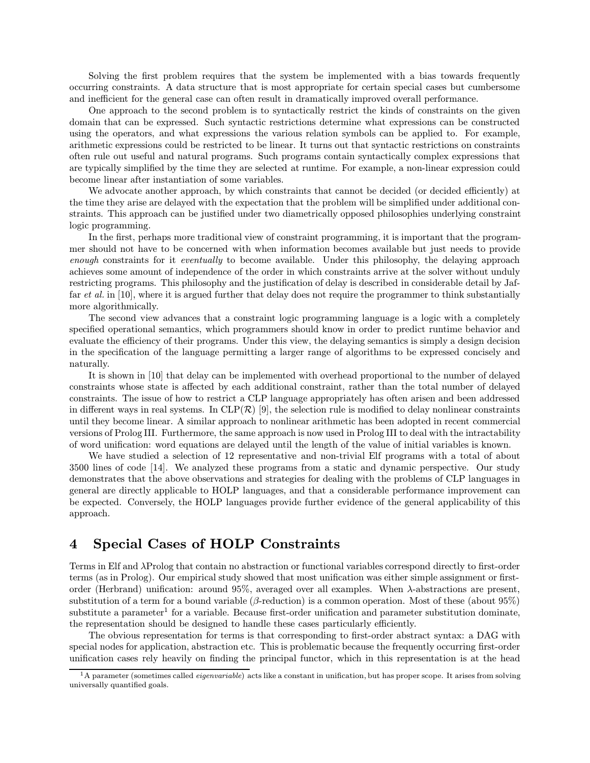Solving the first problem requires that the system be implemented with a bias towards frequently occurring constraints. A data structure that is most appropriate for certain special cases but cumbersome and inefficient for the general case can often result in dramatically improved overall performance.

One approach to the second problem is to syntactically restrict the kinds of constraints on the given domain that can be expressed. Such syntactic restrictions determine what expressions can be constructed using the operators, and what expressions the various relation symbols can be applied to. For example, arithmetic expressions could be restricted to be linear. It turns out that syntactic restrictions on constraints often rule out useful and natural programs. Such programs contain syntactically complex expressions that are typically simplified by the time they are selected at runtime. For example, a non-linear expression could become linear after instantiation of some variables.

We advocate another approach, by which constraints that cannot be decided (or decided efficiently) at the time they arise are delayed with the expectation that the problem will be simplified under additional constraints. This approach can be justified under two diametrically opposed philosophies underlying constraint logic programming.

In the first, perhaps more traditional view of constraint programming, it is important that the programmer should not have to be concerned with when information becomes available but just needs to provide *enough* constraints for it *eventually* to become available. Under this philosophy, the delaying approach achieves some amount of independence of the order in which constraints arrive at the solver without unduly restricting programs. This philosophy and the justification of delay is described in considerable detail by Jaffar *et al.* in [10], where it is argued further that delay does not require the programmer to think substantially more algorithmically.

The second view advances that a constraint logic programming language is a logic with a completely specified operational semantics, which programmers should know in order to predict runtime behavior and evaluate the efficiency of their programs. Under this view, the delaying semantics is simply a design decision in the specification of the language permitting a larger range of algorithms to be expressed concisely and naturally.

It is shown in [10] that delay can be implemented with overhead proportional to the number of delayed constraints whose state is affected by each additional constraint, rather than the total number of delayed constraints. The issue of how to restrict a CLP language appropriately has often arisen and been addressed in different ways in real systems. In CLP($\mathcal{R}$) [9], the selection rule is modified to delay nonlinear constraints until they become linear. A similar approach to nonlinear arithmetic has been adopted in recent commercial versions of Prolog III. Furthermore, the same approach is now used in Prolog III to deal with the intractability of word unification: word equations are delayed until the length of the value of initial variables is known.

We have studied a selection of 12 representative and non-trivial Elf programs with a total of about 3500 lines of code [14]. We analyzed these programs from a static and dynamic perspective. Our study demonstrates that the above observations and strategies for dealing with the problems of CLP languages in general are directly applicable to HOLP languages, and that a considerable performance improvement can be expected. Conversely, the HOLP languages provide further evidence of the general applicability of this approach.

# 4 Special Cases of HOLP Constraints

Terms in Elf and $\lambda$Prolog that contain no abstraction or functional variables correspond directly to first-order terms (as in Prolog). Our empirical study showed that most unification was either simple assignment or first-order (Herbrand) unification: around 95%, averaged over all examples. When $\lambda$-abstractions are present, substitution of a term for a bound variable ($\beta$-reduction) is a common operation. Most of these (about 95%) substitute a parameter[1] for a variable. Because first-order unification and parameter substitution dominate, the representation should be designed to handle these cases particularly efficiently.

The obvious representation for terms is that corresponding to first-order abstract syntax: a DAG with special nodes for application, abstraction etc. This is problematic because the frequently occurring first-order unification cases rely heavily on finding the principal functor, which in this representation is at the head

[1] A parameter (sometimes called *eigenvariable*) acts like a constant in unification, but has proper scope. It arises from solving universally quantified goals.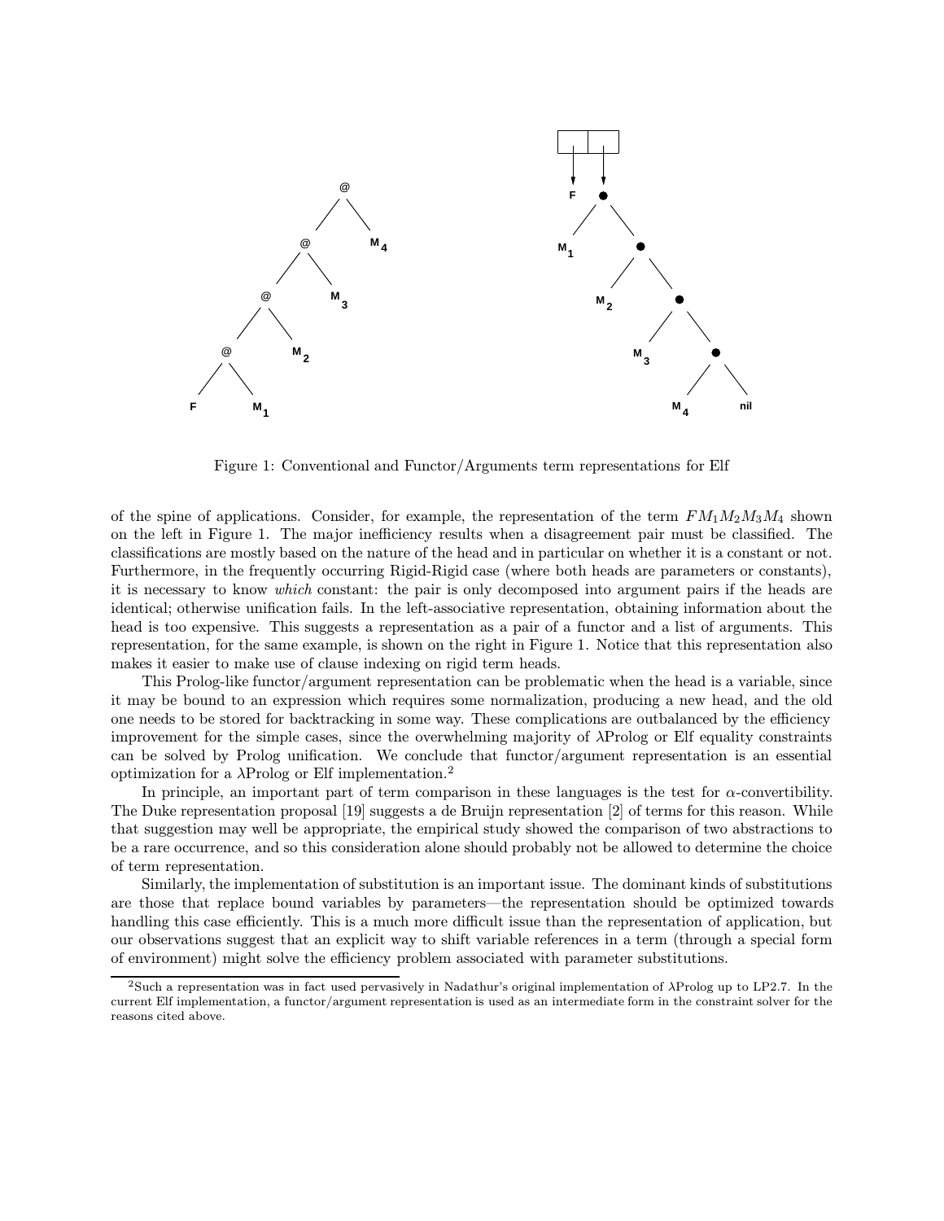Figure 1: Conventional and Functor/Arguments term representations for Elf

of the spine of applications. Consider, for example, the representation of the term $FM_1M_2M_3M_4$ shown on the left in Figure 1. The major inefficiency results when a disagreement pair must be classified. The classifications are mostly based on the nature of the head and in particular on whether it is a constant or not. Furthermore, in the frequently occurring Rigid-Rigid case (where both heads are parameters or constants), it is necessary to know *which* constant: the pair is only decomposed into argument pairs if the heads are identical; otherwise unification fails. In the left-associative representation, obtaining information about the head is too expensive. This suggests a representation as a pair of a functor and a list of arguments. This representation, for the same example, is shown on the right in Figure 1. Notice that this representation also makes it easier to make use of clause indexing on rigid term heads.

This Prolog-like functor/argument representation can be problematic when the head is a variable, since it may be bound to an expression which requires some normalization, producing a new head, and the old one needs to be stored for backtracking in some way. These complications are outbalanced by the efficiency improvement for the simple cases, since the overwhelming majority of λProlog or Elf equality constraints can be solved by Prolog unification. We conclude that functor/argument representation is an essential optimization for a λProlog or Elf implementation.[2]

In principle, an important part of term comparison in these languages is the test for α-convertibility. The Duke representation proposal [19] suggests a de Bruijn representation [2] of terms for this reason. While that suggestion may well be appropriate, the empirical study showed the comparison of two abstractions to be a rare occurrence, and so this consideration alone should probably not be allowed to determine the choice of term representation.

Similarly, the implementation of substitution is an important issue. The dominant kinds of substitutions are those that replace bound variables by parameters—the representation should be optimized towards handling this case efficiently. This is a much more difficult issue than the representation of application, but our observations suggest that an explicit way to shift variable references in a term (through a special form of environment) might solve the efficiency problem associated with parameter substitutions.

[2]Such a representation was in fact used pervasively in Nadathur's original implementation of λProlog up to LP2.7. In the current Elf implementation, a functor/argument representation is used as an intermediate form in the constraint solver for the reasons cited above.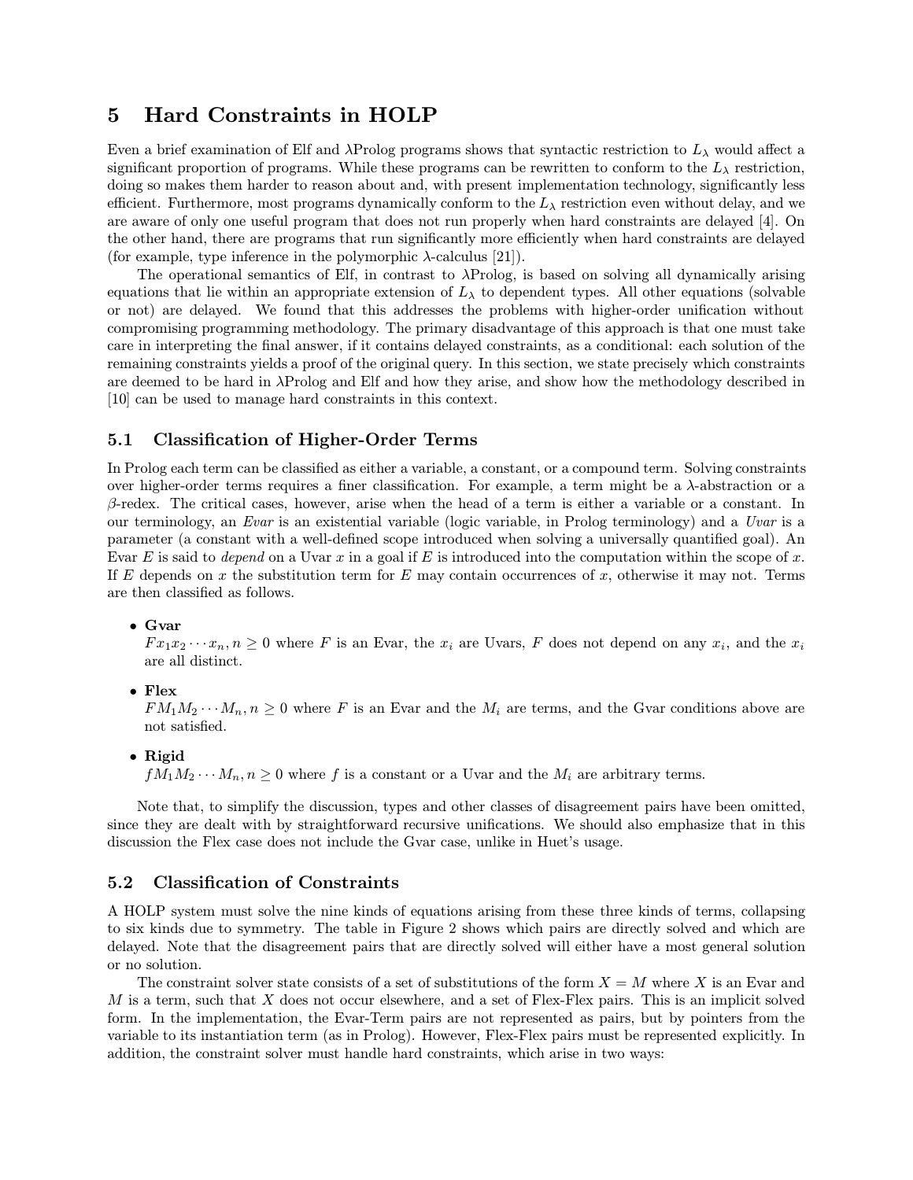# 5 Hard Constraints in HOLP

Even a brief examination of Elf and λProlog programs shows that syntactic restriction to $L_\lambda$ would affect a significant proportion of programs. While these programs can be rewritten to conform to the $L_\lambda$ restriction, doing so makes them harder to reason about and, with present implementation technology, significantly less efficient. Furthermore, most programs dynamically conform to the $L_\lambda$ restriction even without delay, and we are aware of only one useful program that does not run properly when hard constraints are delayed [4]. On the other hand, there are programs that run significantly more efficiently when hard constraints are delayed (for example, type inference in the polymorphic λ-calculus [21]).

The operational semantics of Elf, in contrast to λProlog, is based on solving all dynamically arising equations that lie within an appropriate extension of $L_\lambda$ to dependent types. All other equations (solvable or not) are delayed. We found that this addresses the problems with higher-order unification without compromising programming methodology. The primary disadvantage of this approach is that one must take care in interpreting the final answer, if it contains delayed constraints, as a conditional: each solution of the remaining constraints yields a proof of the original query. In this section, we state precisely which constraints are deemed to be hard in λProlog and Elf and how they arise, and show how the methodology described in [10] can be used to manage hard constraints in this context.

## 5.1 Classification of Higher-Order Terms

In Prolog each term can be classified as either a variable, a constant, or a compound term. Solving constraints over higher-order terms requires a finer classification. For example, a term might be a λ-abstraction or a β-redex. The critical cases, however, arise when the head of a term is either a variable or a constant. In our terminology, an *Evar* is an existential variable (logic variable, in Prolog terminology) and a *Uvar* is a parameter (a constant with a well-defined scope introduced when solving a universally quantified goal). An Evar $E$ is said to *depend* on a Uvar $x$ in a goal if $E$ is introduced into the computation within the scope of $x$. If $E$ depends on $x$ the substitution term for $E$ may contain occurrences of $x$, otherwise it may not. Terms are then classified as follows.

- **Gvar**
  $Fx_1x_2\cdots x_n, n \geq 0$ where $F$ is an Evar, the $x_i$ are Uvars, $F$ does not depend on any $x_i$, and the $x_i$ are all distinct.
- **Flex**
  $FM_1M_2\cdots M_n, n \geq 0$ where $F$ is an Evar and the $M_i$ are terms, and the Gvar conditions above are not satisfied.
- **Rigid**
  $fM_1M_2\cdots M_n, n \geq 0$ where $f$ is a constant or a Uvar and the $M_i$ are arbitrary terms.

Note that, to simplify the discussion, types and other classes of disagreement pairs have been omitted, since they are dealt with by straightforward recursive unifications. We should also emphasize that in this discussion the Flex case does not include the Gvar case, unlike in Huet's usage.

## 5.2 Classification of Constraints

A HOLP system must solve the nine kinds of equations arising from these three kinds of terms, collapsing to six kinds due to symmetry. The table in Figure 2 shows which pairs are directly solved and which are delayed. Note that the disagreement pairs that are directly solved will either have a most general solution or no solution.

The constraint solver state consists of a set of substitutions of the form $X = M$ where $X$ is an Evar and $M$ is a term, such that $X$ does not occur elsewhere, and a set of Flex-Flex pairs. This is an implicit solved form. In the implementation, the Evar-Term pairs are not represented as pairs, but by pointers from the variable to its instantiation term (as in Prolog). However, Flex-Flex pairs must be represented explicitly. In addition, the constraint solver must handle hard constraints, which arise in two ways: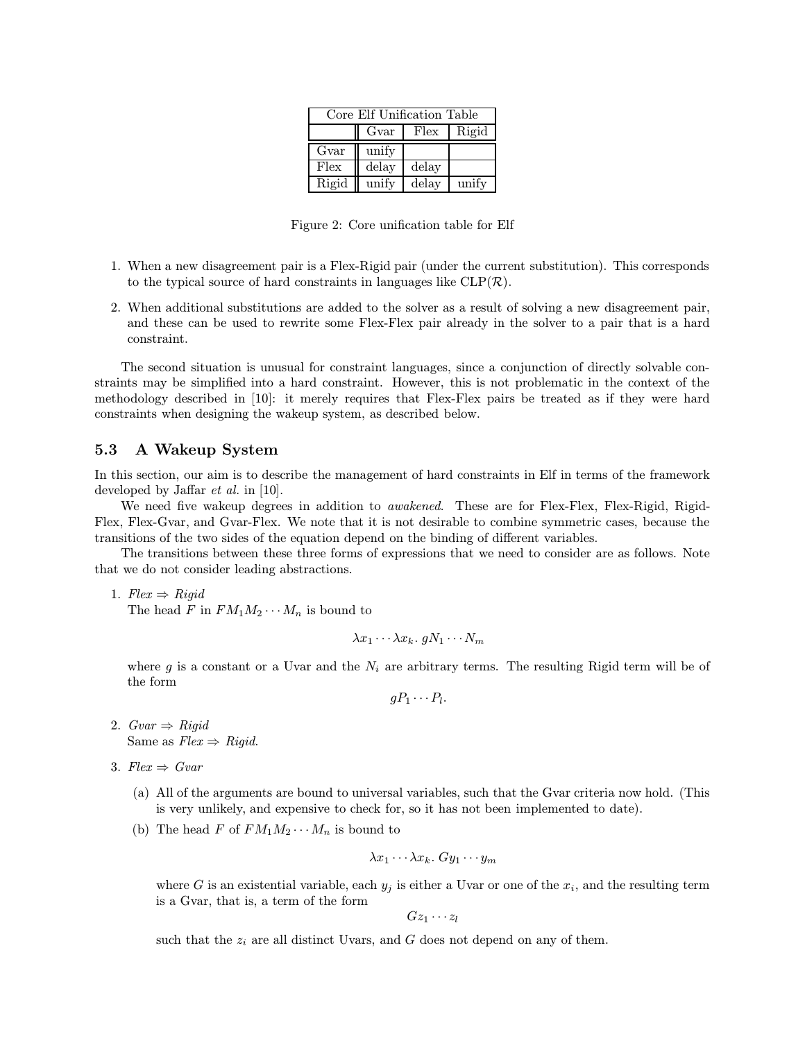| Core Elf Unification Table | | | |
|---|---|---|---|
| | Gvar | Flex | Rigid |
| Gvar | unify | | |
| Flex | delay | delay | |
| Rigid | unify | delay | unify |

Figure 2: Core unification table for Elf

1. When a new disagreement pair is a Flex-Rigid pair (under the current substitution). This corresponds to the typical source of hard constraints in languages like CLP($\mathcal{R}$).
2. When additional substitutions are added to the solver as a result of solving a new disagreement pair, and these can be used to rewrite some Flex-Flex pair already in the solver to a pair that is a hard constraint.

The second situation is unusual for constraint languages, since a conjunction of directly solvable constraints may be simplified into a hard constraint. However, this is not problematic in the context of the methodology described in [10]: it merely requires that Flex-Flex pairs be treated as if they were hard constraints when designing the wakeup system, as described below.

### 5.3 A Wakeup System

In this section, our aim is to describe the management of hard constraints in Elf in terms of the framework developed by Jaffar *et al.* in [10].

We need five wakeup degrees in addition to *awakened*. These are for Flex-Flex, Flex-Rigid, Rigid-Flex, Flex-Gvar, and Gvar-Flex. We note that it is not desirable to combine symmetric cases, because the transitions of the two sides of the equation depend on the binding of different variables.

The transitions between these three forms of expressions that we need to consider are as follows. Note that we do not consider leading abstractions.

1. *Flex* $\Rightarrow$ *Rigid*
   The head $F$ in $FM_1M_2\cdots M_n$ is bound to
   $$\lambda x_1 \cdots \lambda x_k.\, gN_1 \cdots N_m$$
   where $g$ is a constant or a Uvar and the $N_i$ are arbitrary terms. The resulting Rigid term will be of the form
   $$gP_1 \cdots P_l.$$
2. *Gvar* $\Rightarrow$ *Rigid*
   Same as *Flex* $\Rightarrow$ *Rigid*.
3. *Flex* $\Rightarrow$ *Gvar*
   (a) All of the arguments are bound to universal variables, such that the Gvar criteria now hold. (This is very unlikely, and expensive to check for, so it has not been implemented to date).
   (b) The head $F$ of $FM_1M_2\cdots M_n$ is bound to
   $$\lambda x_1 \cdots \lambda x_k.\, Gy_1 \cdots y_m$$
   where $G$ is an existential variable, each $y_j$ is either a Uvar or one of the $x_i$, and the resulting term is a Gvar, that is, a term of the form
   $$Gz_1 \cdots z_l$$
   such that the $z_i$ are all distinct Uvars, and $G$ does not depend on any of them.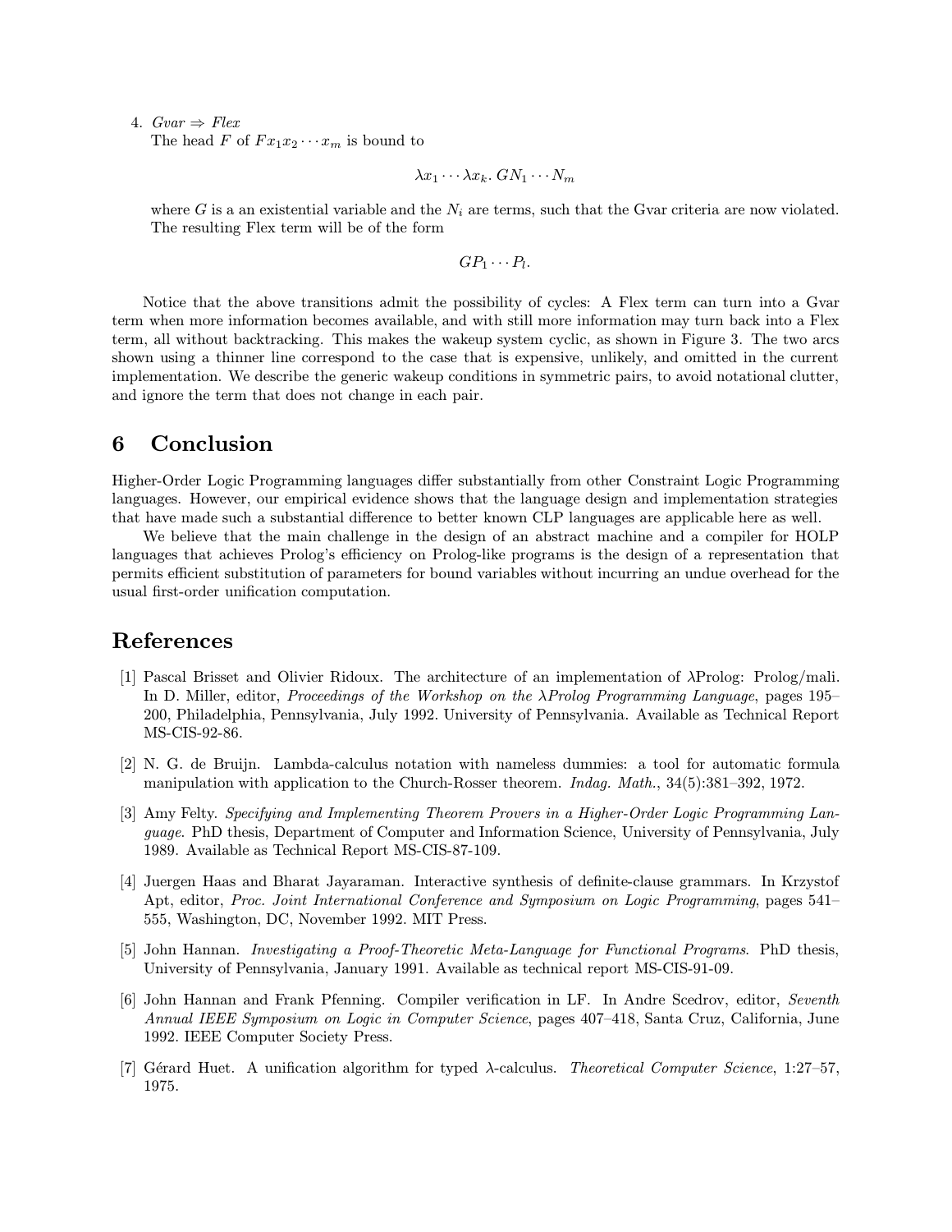4. *Gvar* ⇒ *Flex*
   The head $F$ of $Fx_1x_2 \cdots x_m$ is bound to

   $$\lambda x_1 \cdots \lambda x_k.\, GN_1 \cdots N_m$$

   where $G$ is a an existential variable and the $N_i$ are terms, such that the Gvar criteria are now violated. The resulting Flex term will be of the form

   $$GP_1 \cdots P_l.$$

Notice that the above transitions admit the possibility of cycles: A Flex term can turn into a Gvar term when more information becomes available, and with still more information may turn back into a Flex term, all without backtracking. This makes the wakeup system cyclic, as shown in Figure 3. The two arcs shown using a thinner line correspond to the case that is expensive, unlikely, and omitted in the current implementation. We describe the generic wakeup conditions in symmetric pairs, to avoid notational clutter, and ignore the term that does not change in each pair.

## 6 Conclusion

Higher-Order Logic Programming languages differ substantially from other Constraint Logic Programming languages. However, our empirical evidence shows that the language design and implementation strategies that have made such a substantial difference to better known CLP languages are applicable here as well.

We believe that the main challenge in the design of an abstract machine and a compiler for HOLP languages that achieves Prolog's efficiency on Prolog-like programs is the design of a representation that permits efficient substitution of parameters for bound variables without incurring an undue overhead for the usual first-order unification computation.

## References

[1] Pascal Brisset and Olivier Ridoux. The architecture of an implementation of λProlog: Prolog/mali. In D. Miller, editor, *Proceedings of the Workshop on the λProlog Programming Language*, pages 195–200, Philadelphia, Pennsylvania, July 1992. University of Pennsylvania. Available as Technical Report MS-CIS-92-86.

[2] N. G. de Bruijn. Lambda-calculus notation with nameless dummies: a tool for automatic formula manipulation with application to the Church-Rosser theorem. *Indag. Math.*, 34(5):381–392, 1972.

[3] Amy Felty. *Specifying and Implementing Theorem Provers in a Higher-Order Logic Programming Language*. PhD thesis, Department of Computer and Information Science, University of Pennsylvania, July 1989. Available as Technical Report MS-CIS-87-109.

[4] Juergen Haas and Bharat Jayaraman. Interactive synthesis of definite-clause grammars. In Krzystof Apt, editor, *Proc. Joint International Conference and Symposium on Logic Programming*, pages 541–555, Washington, DC, November 1992. MIT Press.

[5] John Hannan. *Investigating a Proof-Theoretic Meta-Language for Functional Programs*. PhD thesis, University of Pennsylvania, January 1991. Available as technical report MS-CIS-91-09.

[6] John Hannan and Frank Pfenning. Compiler verification in LF. In Andre Scedrov, editor, *Seventh Annual IEEE Symposium on Logic in Computer Science*, pages 407–418, Santa Cruz, California, June 1992. IEEE Computer Society Press.

[7] Gérard Huet. A unification algorithm for typed λ-calculus. *Theoretical Computer Science*, 1:27–57, 1975.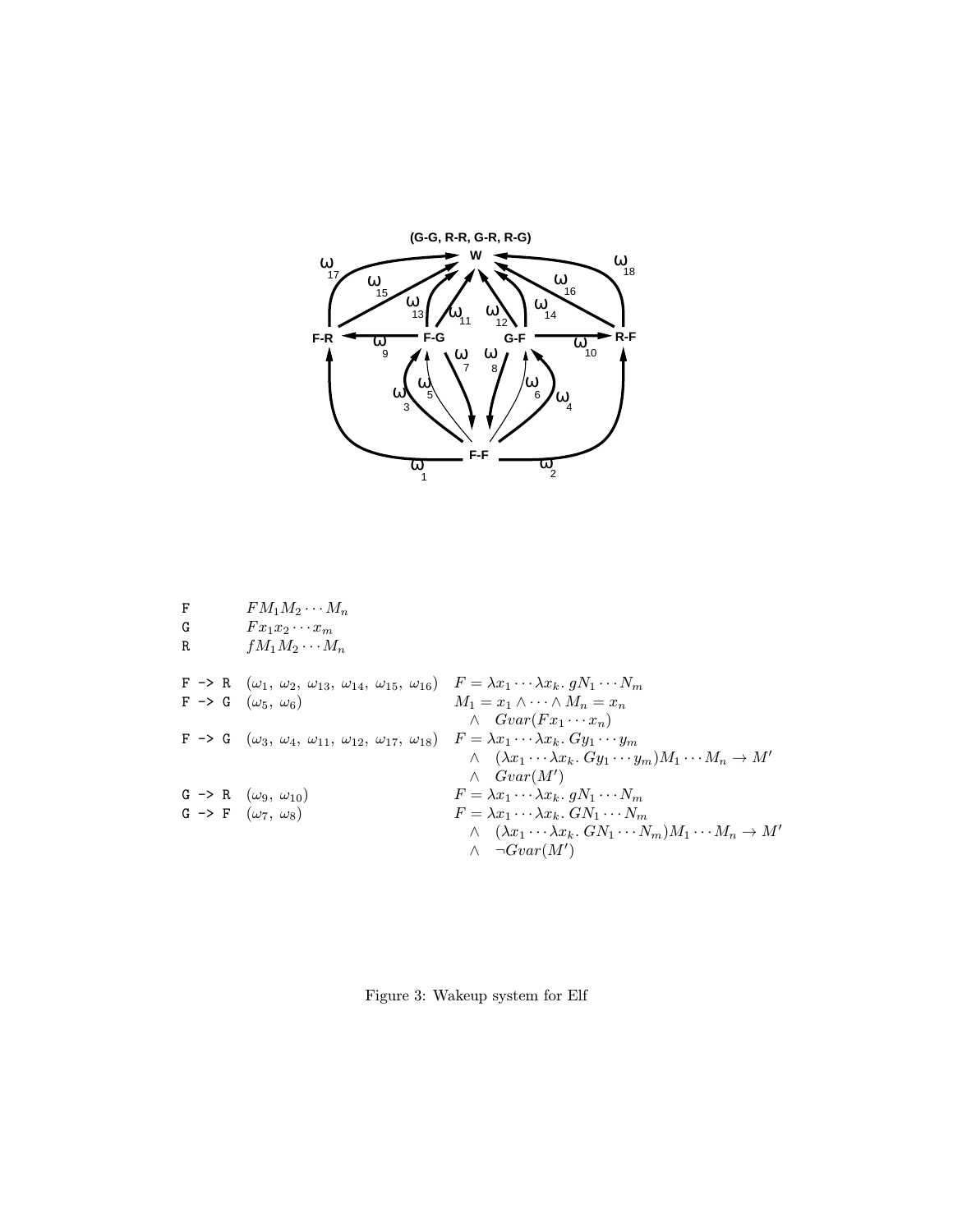| | |
|---|---|
| F | $FM_1M_2\cdots M_n$ |
| G | $Fx_1x_2\cdots x_m$ |
| R | $fM_1M_2\cdots M_n$ |

| | | |
|---|---|---|
| F -> R | $(\omega_1,\ \omega_2,\ \omega_{13},\ \omega_{14},\ \omega_{15},\ \omega_{16})$ | $F = \lambda x_1 \cdots \lambda x_k.\ gN_1 \cdots N_m$ |
| F -> G | $(\omega_5,\ \omega_6)$ | $M_1 = x_1 \wedge \cdots \wedge M_n = x_n$ |
| | | $\wedge \quad Gvar(Fx_1 \cdots x_n)$ |
| F -> G | $(\omega_3,\ \omega_4,\ \omega_{11},\ \omega_{12},\ \omega_{17},\ \omega_{18})$ | $F = \lambda x_1 \cdots \lambda x_k.\ Gy_1 \cdots y_m$ |
| | | $\wedge \quad (\lambda x_1 \cdots \lambda x_k.\ Gy_1 \cdots y_m)M_1 \cdots M_n \rightarrow M'$ |
| | | $\wedge \quad Gvar(M')$ |
| G -> R | $(\omega_9,\ \omega_{10})$ | $F = \lambda x_1 \cdots \lambda x_k.\ gN_1 \cdots N_m$ |
| G -> F | $(\omega_7,\ \omega_8)$ | $F = \lambda x_1 \cdots \lambda x_k.\ GN_1 \cdots N_m$ |
| | | $\wedge \quad (\lambda x_1 \cdots \lambda x_k.\ GN_1 \cdots N_m)M_1 \cdots M_n \rightarrow M'$ |
| | | $\wedge \quad \neg Gvar(M')$ |

Figure 3: Wakeup system for Elf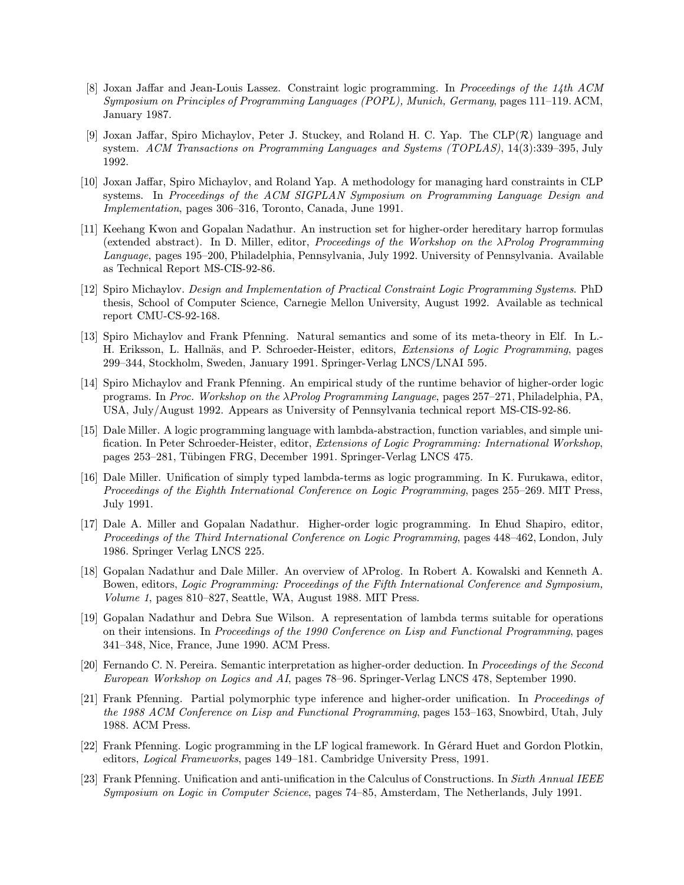[8] Joxan Jaffar and Jean-Louis Lassez. Constraint logic programming. In *Proceedings of the 14th ACM Symposium on Principles of Programming Languages (POPL), Munich, Germany*, pages 111–119. ACM, January 1987.

[9] Joxan Jaffar, Spiro Michaylov, Peter J. Stuckey, and Roland H. C. Yap. The CLP($\mathcal{R}$) language and system. *ACM Transactions on Programming Languages and Systems (TOPLAS)*, 14(3):339–395, July 1992.

[10] Joxan Jaffar, Spiro Michaylov, and Roland Yap. A methodology for managing hard constraints in CLP systems. In *Proceedings of the ACM SIGPLAN Symposium on Programming Language Design and Implementation*, pages 306–316, Toronto, Canada, June 1991.

[11] Keehang Kwon and Gopalan Nadathur. An instruction set for higher-order hereditary harrop formulas (extended abstract). In D. Miller, editor, *Proceedings of the Workshop on the λProlog Programming Language*, pages 195–200, Philadelphia, Pennsylvania, July 1992. University of Pennsylvania. Available as Technical Report MS-CIS-92-86.

[12] Spiro Michaylov. *Design and Implementation of Practical Constraint Logic Programming Systems*. PhD thesis, School of Computer Science, Carnegie Mellon University, August 1992. Available as technical report CMU-CS-92-168.

[13] Spiro Michaylov and Frank Pfenning. Natural semantics and some of its meta-theory in Elf. In L.-H. Eriksson, L. Hallnäs, and P. Schroeder-Heister, editors, *Extensions of Logic Programming*, pages 299–344, Stockholm, Sweden, January 1991. Springer-Verlag LNCS/LNAI 595.

[14] Spiro Michaylov and Frank Pfenning. An empirical study of the runtime behavior of higher-order logic programs. In *Proc. Workshop on the λProlog Programming Language*, pages 257–271, Philadelphia, PA, USA, July/August 1992. Appears as University of Pennsylvania technical report MS-CIS-92-86.

[15] Dale Miller. A logic programming language with lambda-abstraction, function variables, and simple unification. In Peter Schroeder-Heister, editor, *Extensions of Logic Programming: International Workshop*, pages 253–281, Tübingen FRG, December 1991. Springer-Verlag LNCS 475.

[16] Dale Miller. Unification of simply typed lambda-terms as logic programming. In K. Furukawa, editor, *Proceedings of the Eighth International Conference on Logic Programming*, pages 255–269. MIT Press, July 1991.

[17] Dale A. Miller and Gopalan Nadathur. Higher-order logic programming. In Ehud Shapiro, editor, *Proceedings of the Third International Conference on Logic Programming*, pages 448–462, London, July 1986. Springer Verlag LNCS 225.

[18] Gopalan Nadathur and Dale Miller. An overview of λProlog. In Robert A. Kowalski and Kenneth A. Bowen, editors, *Logic Programming: Proceedings of the Fifth International Conference and Symposium, Volume 1*, pages 810–827, Seattle, WA, August 1988. MIT Press.

[19] Gopalan Nadathur and Debra Sue Wilson. A representation of lambda terms suitable for operations on their intensions. In *Proceedings of the 1990 Conference on Lisp and Functional Programming*, pages 341–348, Nice, France, June 1990. ACM Press.

[20] Fernando C. N. Pereira. Semantic interpretation as higher-order deduction. In *Proceedings of the Second European Workshop on Logics and AI*, pages 78–96. Springer-Verlag LNCS 478, September 1990.

[21] Frank Pfenning. Partial polymorphic type inference and higher-order unification. In *Proceedings of the 1988 ACM Conference on Lisp and Functional Programming*, pages 153–163, Snowbird, Utah, July 1988. ACM Press.

[22] Frank Pfenning. Logic programming in the LF logical framework. In Gérard Huet and Gordon Plotkin, editors, *Logical Frameworks*, pages 149–181. Cambridge University Press, 1991.

[23] Frank Pfenning. Unification and anti-unification in the Calculus of Constructions. In *Sixth Annual IEEE Symposium on Logic in Computer Science*, pages 74–85, Amsterdam, The Netherlands, July 1991.